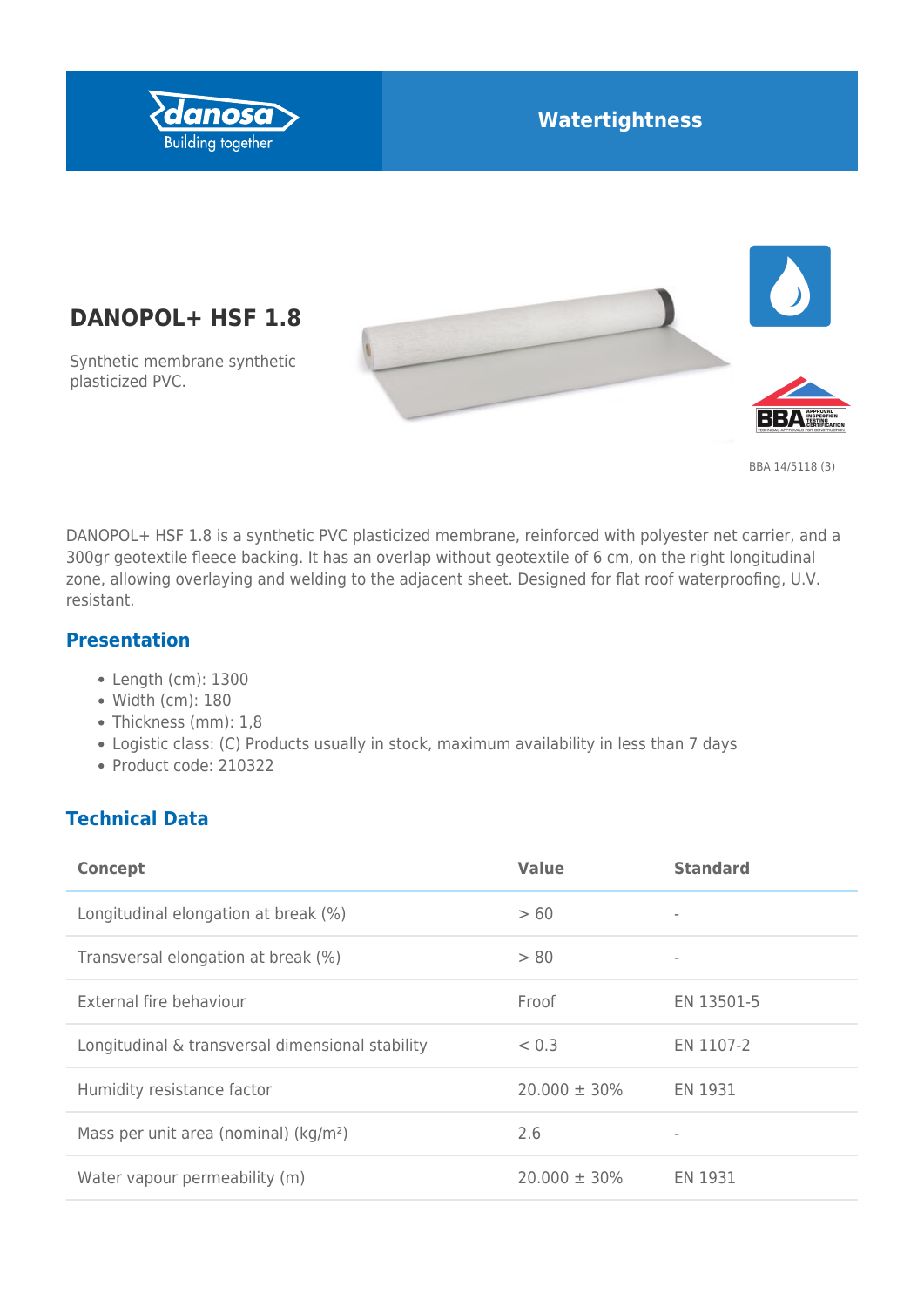danosa Building together

Watertightness

# DANOPOL+ HSF 1.8

Synthetic membrane synthetic plasticized PVC.

BBA 14/5118 (3)

DANOPOL+ HSF 1.8 is a synthetic PVC plasticized membrane, reinforced with polyester net carrier, and a 300gr geotextile fleece backing. It has an overlap without geotextile of 6 cm, on the right longitudinal zone, allowing overlaying and welding to the adjacent sheet. Designed for flat roof waterproofing, U.V. resistant.

## Presentation

- Length (cm): 1300
- Width (cm): 180
- Thickness (mm): 1,8
- Logistic class: (C) Products usually in stock, maximum availability in less than 7 days
- Product code: 210322

## Technical Data

| Concept | Value | Standard |
| --- | --- | --- |
| Longitudinal elongation at break (%) | > 60 | - |
| Transversal elongation at break (%) | > 80 | - |
| External fire behaviour | Froof | EN 13501-5 |
| Longitudinal & transversal dimensional stability | < 0.3 | EN 1107-2 |
| Humidity resistance factor | 20.000 ± 30% | EN 1931 |
| Mass per unit area (nominal) (kg/m²) | 2.6 | - |
| Water vapour permeability (m) | 20.000 ± 30% | EN 1931 |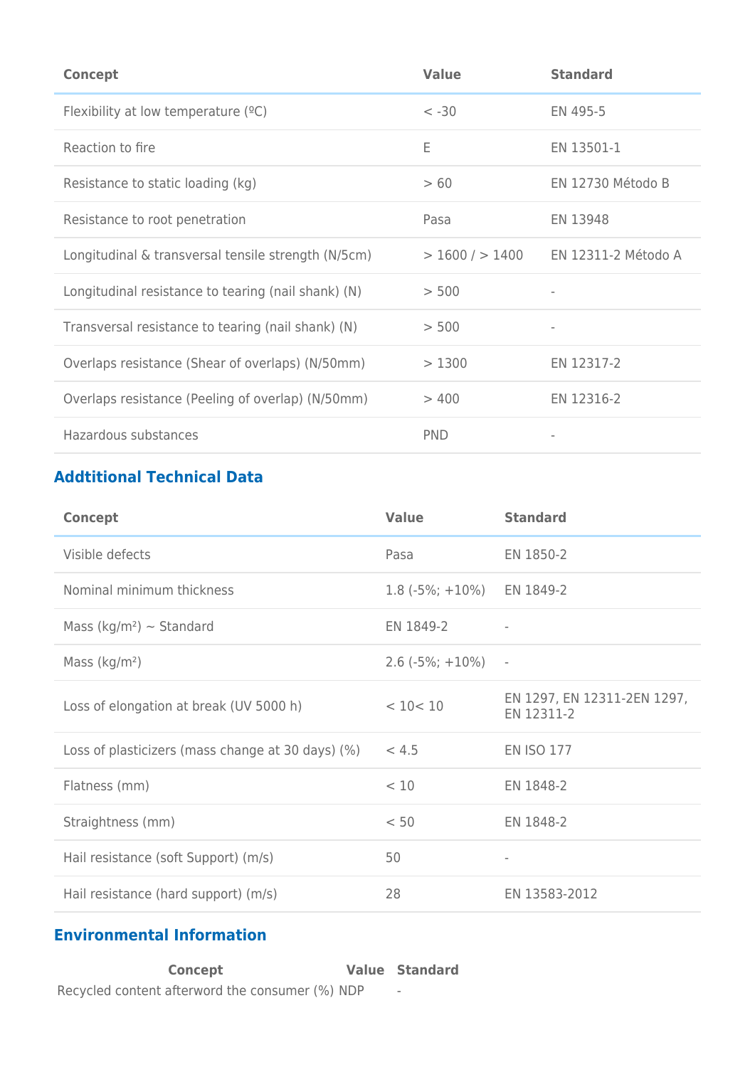| Concept | Value | Standard |
|---|---|---|
| Flexibility at low temperature (ºC) | < -30 | EN 495-5 |
| Reaction to fire | E | EN 13501-1 |
| Resistance to static loading (kg) | > 60 | EN 12730 Método B |
| Resistance to root penetration | Pasa | EN 13948 |
| Longitudinal & transversal tensile strength (N/5cm) | > 1600 / > 1400 | EN 12311-2 Método A |
| Longitudinal resistance to tearing (nail shank) (N) | > 500 | - |
| Transversal resistance to tearing (nail shank) (N) | > 500 | - |
| Overlaps resistance (Shear of overlaps) (N/50mm) | > 1300 | EN 12317-2 |
| Overlaps resistance (Peeling of overlap) (N/50mm) | > 400 | EN 12316-2 |
| Hazardous substances | PND | - |

## Addtitional Technical Data

| Concept | Value | Standard |
|---|---|---|
| Visible defects | Pasa | EN 1850-2 |
| Nominal minimum thickness | 1.8 (-5%; +10%) | EN 1849-2 |
| Mass (kg/m²) ~ Standard | EN 1849-2 | - |
| Mass (kg/m²) | 2.6 (-5%; +10%) | - |
| Loss of elongation at break (UV 5000 h) | < 10< 10 | EN 1297, EN 12311-2EN 1297, EN 12311-2 |
| Loss of plasticizers (mass change at 30 days) (%) | < 4.5 | EN ISO 177 |
| Flatness (mm) | < 10 | EN 1848-2 |
| Straightness (mm) | < 50 | EN 1848-2 |
| Hail resistance (soft Support) (m/s) | 50 | - |
| Hail resistance (hard support) (m/s) | 28 | EN 13583-2012 |

## Environmental Information

| Concept | Value | Standard |
|---|---|---|
| Recycled content afterword the consumer (%) | NDP | - |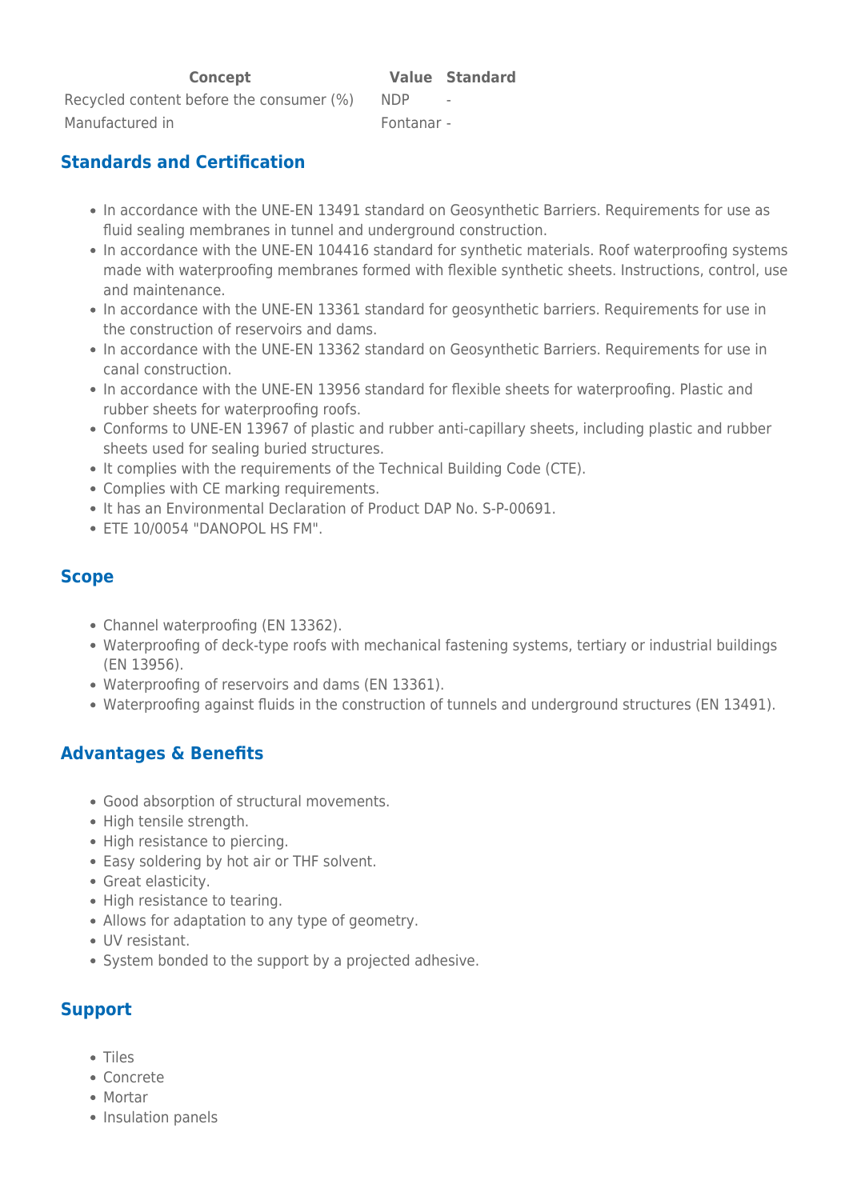| Concept | Value | Standard |
| --- | --- | --- |
| Recycled content before the consumer (%) | NDP | - |
| Manufactured in | Fontanar | - |

## Standards and Certification

- In accordance with the UNE-EN 13491 standard on Geosynthetic Barriers. Requirements for use as fluid sealing membranes in tunnel and underground construction.
- In accordance with the UNE-EN 104416 standard for synthetic materials. Roof waterproofing systems made with waterproofing membranes formed with flexible synthetic sheets. Instructions, control, use and maintenance.
- In accordance with the UNE-EN 13361 standard for geosynthetic barriers. Requirements for use in the construction of reservoirs and dams.
- In accordance with the UNE-EN 13362 standard on Geosynthetic Barriers. Requirements for use in canal construction.
- In accordance with the UNE-EN 13956 standard for flexible sheets for waterproofing. Plastic and rubber sheets for waterproofing roofs.
- Conforms to UNE-EN 13967 of plastic and rubber anti-capillary sheets, including plastic and rubber sheets used for sealing buried structures.
- It complies with the requirements of the Technical Building Code (CTE).
- Complies with CE marking requirements.
- It has an Environmental Declaration of Product DAP No. S-P-00691.
- ETE 10/0054 "DANOPOL HS FM".

## Scope

- Channel waterproofing (EN 13362).
- Waterproofing of deck-type roofs with mechanical fastening systems, tertiary or industrial buildings (EN 13956).
- Waterproofing of reservoirs and dams (EN 13361).
- Waterproofing against fluids in the construction of tunnels and underground structures (EN 13491).

## Advantages & Benefits

- Good absorption of structural movements.
- High tensile strength.
- High resistance to piercing.
- Easy soldering by hot air or THF solvent.
- Great elasticity.
- High resistance to tearing.
- Allows for adaptation to any type of geometry.
- UV resistant.
- System bonded to the support by a projected adhesive.

## Support

- Tiles
- Concrete
- Mortar
- Insulation panels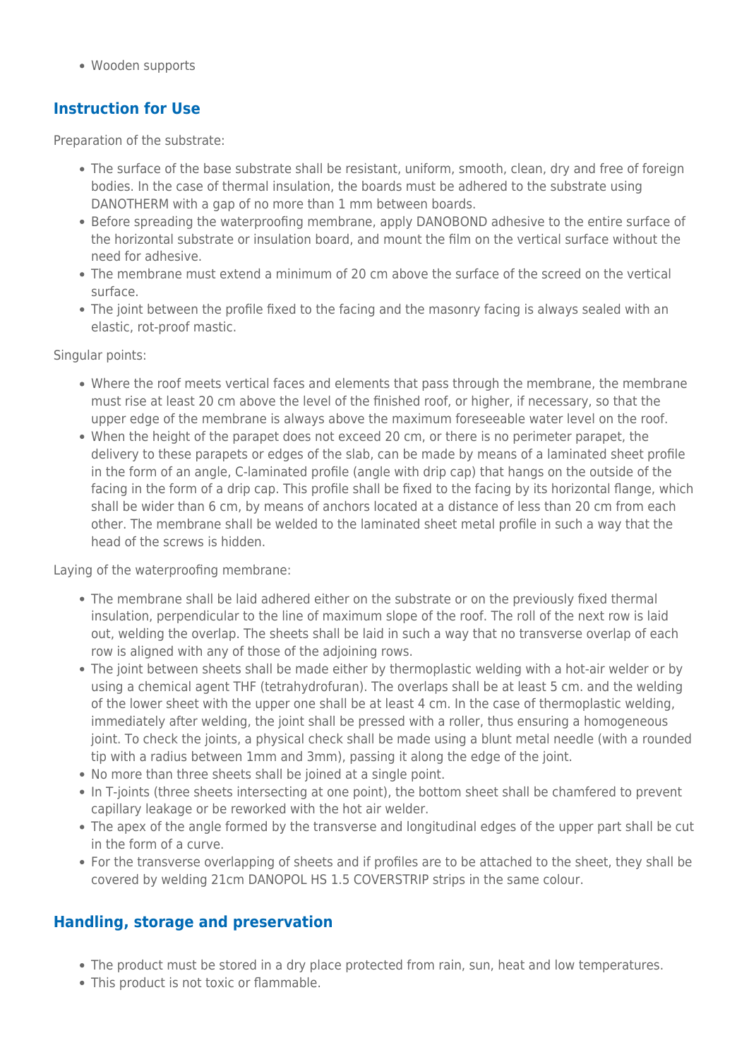- Wooden supports

## Instruction for Use

Preparation of the substrate:

- The surface of the base substrate shall be resistant, uniform, smooth, clean, dry and free of foreign bodies. In the case of thermal insulation, the boards must be adhered to the substrate using DANOTHERM with a gap of no more than 1 mm between boards.
- Before spreading the waterproofing membrane, apply DANOBOND adhesive to the entire surface of the horizontal substrate or insulation board, and mount the film on the vertical surface without the need for adhesive.
- The membrane must extend a minimum of 20 cm above the surface of the screed on the vertical surface.
- The joint between the profile fixed to the facing and the masonry facing is always sealed with an elastic, rot-proof mastic.

Singular points:

- Where the roof meets vertical faces and elements that pass through the membrane, the membrane must rise at least 20 cm above the level of the finished roof, or higher, if necessary, so that the upper edge of the membrane is always above the maximum foreseeable water level on the roof.
- When the height of the parapet does not exceed 20 cm, or there is no perimeter parapet, the delivery to these parapets or edges of the slab, can be made by means of a laminated sheet profile in the form of an angle, C-laminated profile (angle with drip cap) that hangs on the outside of the facing in the form of a drip cap. This profile shall be fixed to the facing by its horizontal flange, which shall be wider than 6 cm, by means of anchors located at a distance of less than 20 cm from each other. The membrane shall be welded to the laminated sheet metal profile in such a way that the head of the screws is hidden.

Laying of the waterproofing membrane:

- The membrane shall be laid adhered either on the substrate or on the previously fixed thermal insulation, perpendicular to the line of maximum slope of the roof. The roll of the next row is laid out, welding the overlap. The sheets shall be laid in such a way that no transverse overlap of each row is aligned with any of those of the adjoining rows.
- The joint between sheets shall be made either by thermoplastic welding with a hot-air welder or by using a chemical agent THF (tetrahydrofuran). The overlaps shall be at least 5 cm. and the welding of the lower sheet with the upper one shall be at least 4 cm. In the case of thermoplastic welding, immediately after welding, the joint shall be pressed with a roller, thus ensuring a homogeneous joint. To check the joints, a physical check shall be made using a blunt metal needle (with a rounded tip with a radius between 1mm and 3mm), passing it along the edge of the joint.
- No more than three sheets shall be joined at a single point.
- In T-joints (three sheets intersecting at one point), the bottom sheet shall be chamfered to prevent capillary leakage or be reworked with the hot air welder.
- The apex of the angle formed by the transverse and longitudinal edges of the upper part shall be cut in the form of a curve.
- For the transverse overlapping of sheets and if profiles are to be attached to the sheet, they shall be covered by welding 21cm DANOPOL HS 1.5 COVERSTRIP strips in the same colour.

## Handling, storage and preservation

- The product must be stored in a dry place protected from rain, sun, heat and low temperatures.
- This product is not toxic or flammable.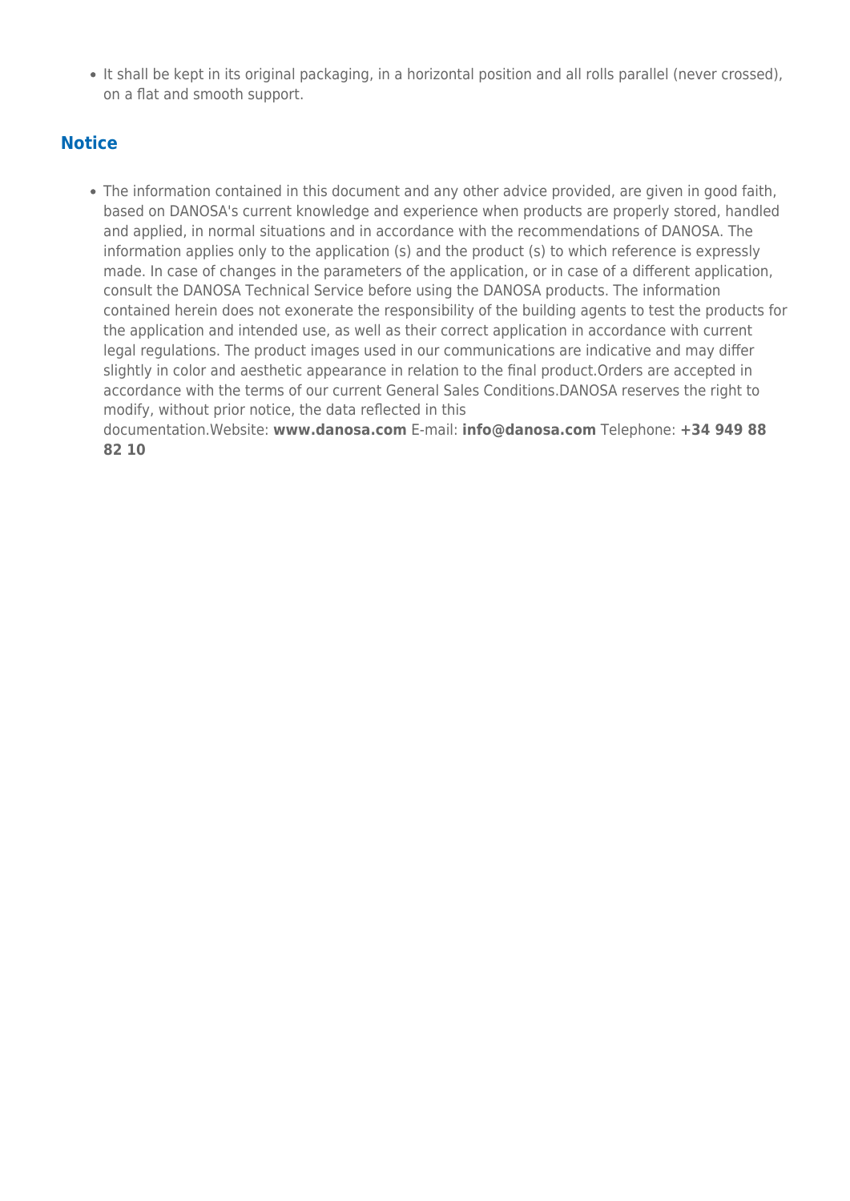- It shall be kept in its original packaging, in a horizontal position and all rolls parallel (never crossed), on a flat and smooth support.

## Notice

- The information contained in this document and any other advice provided, are given in good faith, based on DANOSA's current knowledge and experience when products are properly stored, handled and applied, in normal situations and in accordance with the recommendations of DANOSA. The information applies only to the application (s) and the product (s) to which reference is expressly made. In case of changes in the parameters of the application, or in case of a different application, consult the DANOSA Technical Service before using the DANOSA products. The information contained herein does not exonerate the responsibility of the building agents to test the products for the application and intended use, as well as their correct application in accordance with current legal regulations. The product images used in our communications are indicative and may differ slightly in color and aesthetic appearance in relation to the final product.Orders are accepted in accordance with the terms of our current General Sales Conditions.DANOSA reserves the right to modify, without prior notice, the data reflected in this documentation.Website: **www.danosa.com** E-mail: **info@danosa.com** Telephone: **+34 949 88 82 10**